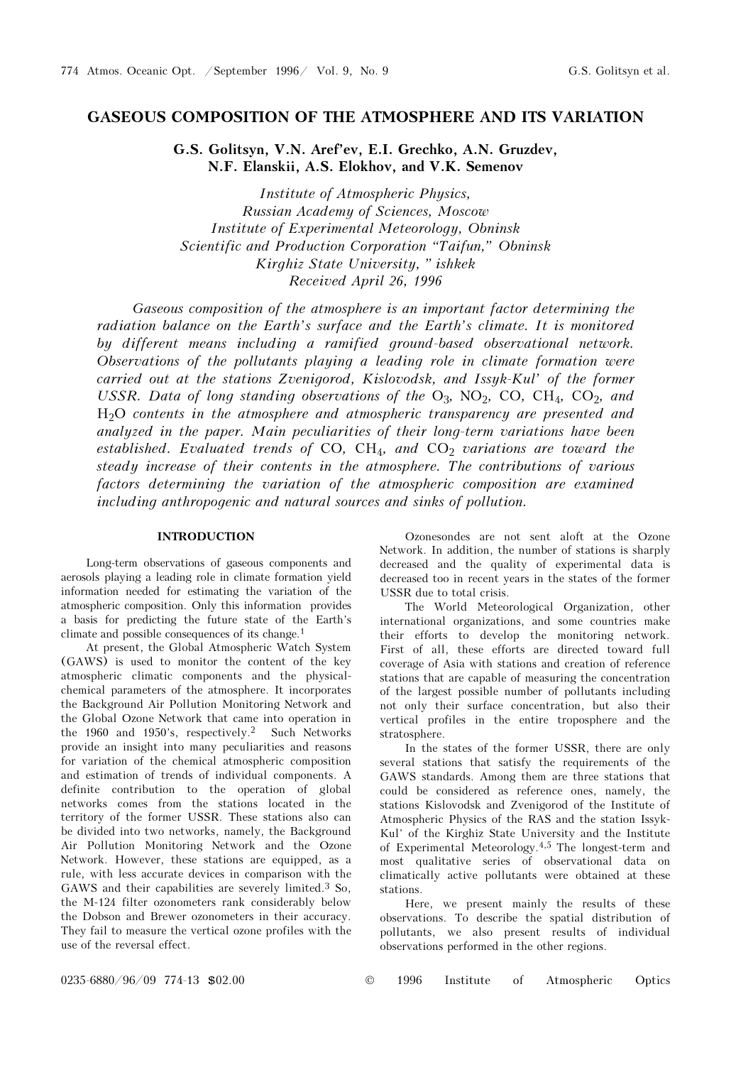# GASEOUS COMPOSITION OF THE ATMOSPHERE AND ITS VARIATION

**G.S. Golitsyn, V.N. Aref'ev, E.I. Grechko, A.N. Gruzdev, N.F. Elanskii, A.S. Elokhov, and V.K. Semenov**

*Institute of Atmospheric Physics, Russian Academy of Sciences, Moscow*
*Institute of Experimental Meteorology, Obninsk*
*Scientific and Production Corporation "Taifun," Obninsk*
*Kirghiz State University, " ishkek*
*Received April 26, 1996*

*Gaseous composition of the atmosphere is an important factor determining the radiation balance on the Earth's surface and the Earth's climate. It is monitored by different means including a ramified ground-based observational network. Observations of the pollutants playing a leading role in climate formation were carried out at the stations Zvenigorod, Kislovodsk, and Issyk-Kul' of the former USSR. Data of long standing observations of the $O_3$, $NO_2$, CO, $CH_4$, $CO_2$, and $H_2O$ contents in the atmosphere and atmospheric transparency are presented and analyzed in the paper. Main peculiarities of their long-term variations have been established. Evaluated trends of CO, $CH_4$, and $CO_2$ variations are toward the steady increase of their contents in the atmosphere. The contributions of various factors determining the variation of the atmospheric composition are examined including anthropogenic and natural sources and sinks of pollution.*

## INTRODUCTION

Long-term observations of gaseous components and aerosols playing a leading role in climate formation yield information needed for estimating the variation of the atmospheric composition. Only this information provides a basis for predicting the future state of the Earth's climate and possible consequences of its change.[1]

At present, the Global Atmospheric Watch System (GAWS) is used to monitor the content of the key atmospheric climatic components and the physical-chemical parameters of the atmosphere. It incorporates the Background Air Pollution Monitoring Network and the Global Ozone Network that came into operation in the 1960 and 1950's, respectively.[2] Such Networks provide an insight into many peculiarities and reasons for variation of the chemical atmospheric composition and estimation of trends of individual components. A definite contribution to the operation of global networks comes from the stations located in the territory of the former USSR. These stations also can be divided into two networks, namely, the Background Air Pollution Monitoring Network and the Ozone Network. However, these stations are equipped, as a rule, with less accurate devices in comparison with the GAWS and their capabilities are severely limited.[3] So, the M-124 filter ozonometers rank considerably below the Dobson and Brewer ozonometers in their accuracy. They fail to measure the vertical ozone profiles with the use of the reversal effect.

Ozonesondes are not sent aloft at the Ozone Network. In addition, the number of stations is sharply decreased and the quality of experimental data is decreased too in recent years in the states of the former USSR due to total crisis.

The World Meteorological Organization, other international organizations, and some countries make their efforts to develop the monitoring network. First of all, these efforts are directed toward full coverage of Asia with stations and creation of reference stations that are capable of measuring the concentration of the largest possible number of pollutants including not only their surface concentration, but also their vertical profiles in the entire troposphere and the stratosphere.

In the states of the former USSR, there are only several stations that satisfy the requirements of the GAWS standards. Among them are three stations that could be considered as reference ones, namely, the stations Kislovodsk and Zvenigorod of the Institute of Atmospheric Physics of the RAS and the station Issyk-Kul' of the Kirghiz State University and the Institute of Experimental Meteorology.[4,5] The longest-term and most qualitative series of observational data on climatically active pollutants were obtained at these stations.

Here, we present mainly the results of these observations. To describe the spatial distribution of pollutants, we also present results of individual observations performed in the other regions.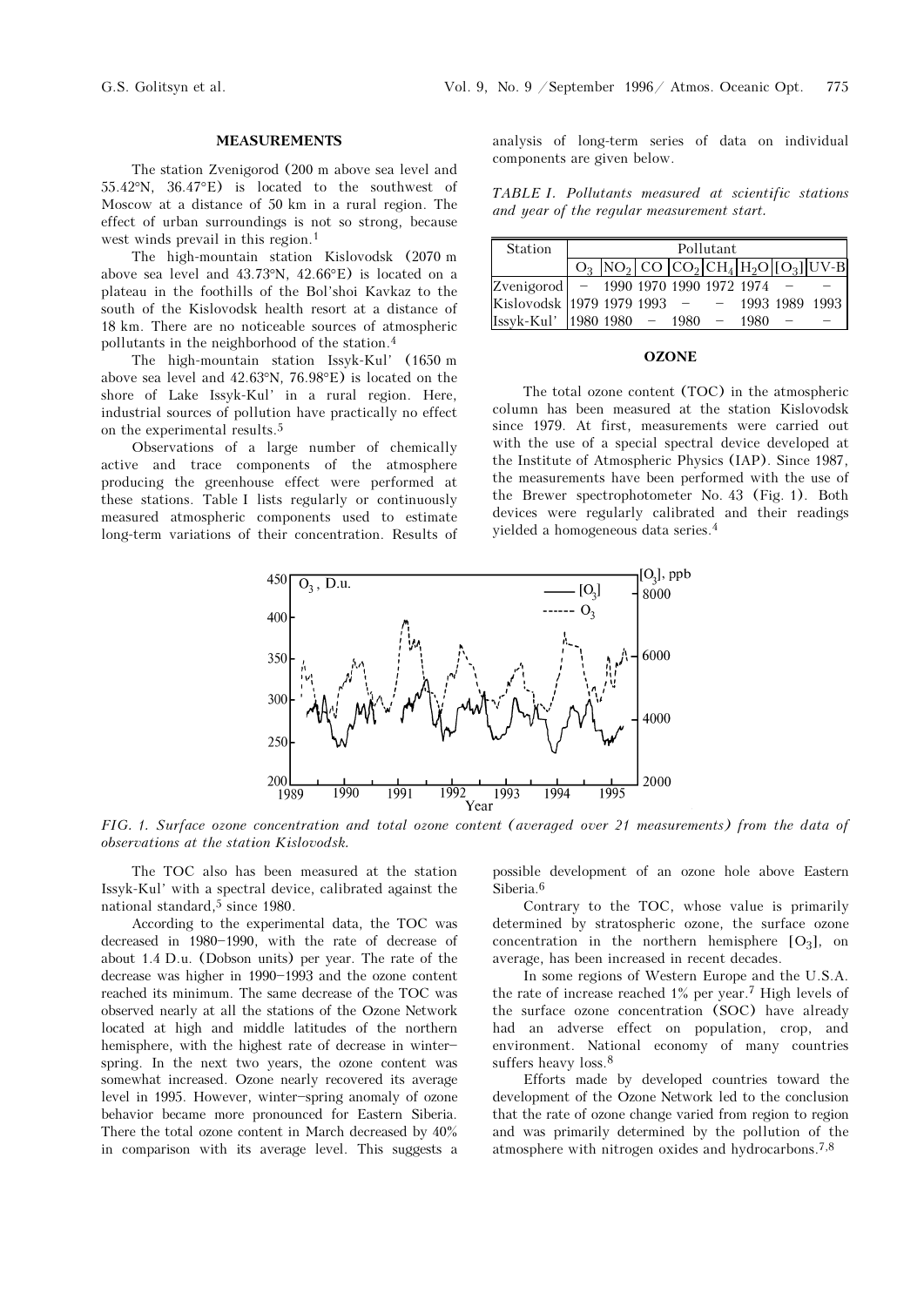## MEASUREMENTS

The station Zvenigorod (200 m above sea level and 55.42°N, 36.47°E) is located to the southwest of Moscow at a distance of 50 km in a rural region. The effect of urban surroundings is not so strong, because west winds prevail in this region.[1]

The high-mountain station Kislovodsk (2070 m above sea level and 43.73°N, 42.66°E) is located on a plateau in the foothills of the Bol'shoi Kavkaz to the south of the Kislovodsk health resort at a distance of 18 km. There are no noticeable sources of atmospheric pollutants in the neighborhood of the station.[4]

The high-mountain station Issyk-Kul' (1650 m above sea level and 42.63°N, 76.98°E) is located on the shore of Lake Issyk-Kul' in a rural region. Here, industrial sources of pollution have practically no effect on the experimental results.[5]

Observations of a large number of chemically active and trace components of the atmosphere producing the greenhouse effect were performed at these stations. Table I lists regularly or continuously measured atmospheric components used to estimate long-term variations of their concentration. Results of analysis of long-term series of data on individual components are given below.

*TABLE I. Pollutants measured at scientific stations and year of the regular measurement start.*

| Station | Pollutant | | | | | | | |
|---|---|---|---|---|---|---|---|---|
| | $O_3$ | $NO_2$ | CO | $CO_2$ | $CH_4$ | $H_2O$ | $[O_3]$ | UV-B |
| Zvenigorod | – | 1990 | 1970 | 1990 | 1972 | 1974 | – | – |
| Kislovodsk | 1979 | 1979 | 1993 | – | – | 1993 | 1989 | 1993 |
| Issyk-Kul' | 1980 | 1980 | – | 1980 | – | 1980 | – | – |

## OZONE

The total ozone content (TOC) in the atmospheric column has been measured at the station Kislovodsk since 1979. At first, measurements were carried out with the use of a special spectral device developed at the Institute of Atmospheric Physics (IAP). Since 1987, the measurements have been performed with the use of the Brewer spectrophotometer No. 43 (Fig. 1). Both devices were regularly calibrated and their readings yielded a homogeneous data series.[4]

*FIG. 1. Surface ozone concentration and total ozone content (averaged over 21 measurements) from the data of observations at the station Kislovodsk.*

The TOC also has been measured at the station Issyk-Kul' with a spectral device, calibrated against the national standard,[5] since 1980.

According to the experimental data, the TOC was decreased in 1980–1990, with the rate of decrease of about 1.4 D.u. (Dobson units) per year. The rate of the decrease was higher in 1990–1993 and the ozone content reached its minimum. The same decrease of the TOC was observed nearly at all the stations of the Ozone Network located at high and middle latitudes of the northern hemisphere, with the highest rate of decrease in winter–spring. In the next two years, the ozone content was somewhat increased. Ozone nearly recovered its average level in 1995. However, winter–spring anomaly of ozone behavior became more pronounced for Eastern Siberia. There the total ozone content in March decreased by 40% in comparison with its average level. This suggests a possible development of an ozone hole above Eastern Siberia.[6]

Contrary to the TOC, whose value is primarily determined by stratospheric ozone, the surface ozone concentration in the northern hemisphere $[O_3]$, on average, has been increased in recent decades.

In some regions of Western Europe and the U.S.A. the rate of increase reached 1% per year.[7] High levels of the surface ozone concentration (SOC) have already had an adverse effect on population, crop, and environment. National economy of many countries suffers heavy loss.[8]

Efforts made by developed countries toward the development of the Ozone Network led to the conclusion that the rate of ozone change varied from region to region and was primarily determined by the pollution of the atmosphere with nitrogen oxides and hydrocarbons.[7,8]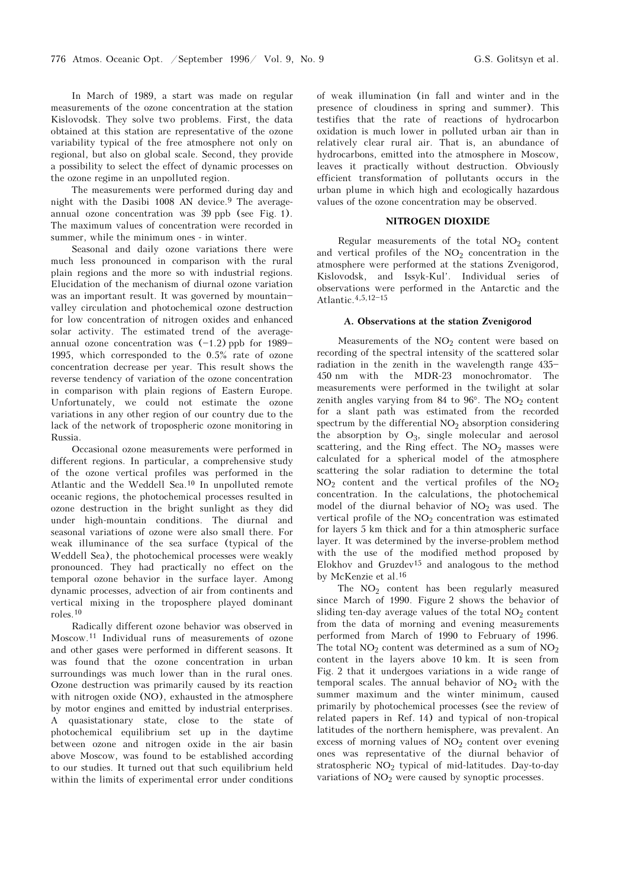In March of 1989, a start was made on regular measurements of the ozone concentration at the station Kislovodsk. They solve two problems. First, the data obtained at this station are representative of the ozone variability typical of the free atmosphere not only on regional, but also on global scale. Second, they provide a possibility to select the effect of dynamic processes on the ozone regime in an unpolluted region.

The measurements were performed during day and night with the Dasibi 1008 AN device.[9] The average-annual ozone concentration was 39 ppb (see Fig. 1). The maximum values of concentration were recorded in summer, while the minimum ones - in winter.

Seasonal and daily ozone variations there were much less pronounced in comparison with the rural plain regions and the more so with industrial regions. Elucidation of the mechanism of diurnal ozone variation was an important result. It was governed by mountain–valley circulation and photochemical ozone destruction for low concentration of nitrogen oxides and enhanced solar activity. The estimated trend of the average-annual ozone concentration was (–1.2) ppb for 1989–1995, which corresponded to the 0.5% rate of ozone concentration decrease per year. This result shows the reverse tendency of variation of the ozone concentration in comparison with plain regions of Eastern Europe. Unfortunately, we could not estimate the ozone variations in any other region of our country due to the lack of the network of tropospheric ozone monitoring in Russia.

Occasional ozone measurements were performed in different regions. In particular, a comprehensive study of the ozone vertical profiles was performed in the Atlantic and the Weddell Sea.[10] In unpolluted remote oceanic regions, the photochemical processes resulted in ozone destruction in the bright sunlight as they did under high-mountain conditions. The diurnal and seasonal variations of ozone were also small there. For weak illuminance of the sea surface (typical of the Weddell Sea), the photochemical processes were weakly pronounced. They had practically no effect on the temporal ozone behavior in the surface layer. Among dynamic processes, advection of air from continents and vertical mixing in the troposphere played dominant roles.[10]

Radically different ozone behavior was observed in Moscow.[11] Individual runs of measurements of ozone and other gases were performed in different seasons. It was found that the ozone concentration in urban surroundings was much lower than in the rural ones. Ozone destruction was primarily caused by its reaction with nitrogen oxide (NO), exhausted in the atmosphere by motor engines and emitted by industrial enterprises. A quasistationary state, close to the state of photochemical equilibrium set up in the daytime between ozone and nitrogen oxide in the air basin above Moscow, was found to be established according to our studies. It turned out that such equilibrium held within the limits of experimental error under conditions of weak illumination (in fall and winter and in the presence of cloudiness in spring and summer). This testifies that the rate of reactions of hydrocarbon oxidation is much lower in polluted urban air than in relatively clear rural air. That is, an abundance of hydrocarbons, emitted into the atmosphere in Moscow, leaves it practically without destruction. Obviously efficient transformation of pollutants occurs in the urban plume in which high and ecologically hazardous values of the ozone concentration may be observed.

## NITROGEN DIOXIDE

Regular measurements of the total $NO_2$ content and vertical profiles of the $NO_2$ concentration in the atmosphere were performed at the stations Zvenigorod, Kislovodsk, and Issyk-Kul'. Individual series of observations were performed in the Antarctic and the Atlantic.[4,5,12–15]

### A. Observations at the station Zvenigorod

Measurements of the $NO_2$ content were based on recording of the spectral intensity of the scattered solar radiation in the zenith in the wavelength range 435–450 nm with the MDR-23 monochromator. The measurements were performed in the twilight at solar zenith angles varying from 84 to 96°. The $NO_2$ content for a slant path was estimated from the recorded spectrum by the differential $NO_2$ absorption considering the absorption by $O_3$, single molecular and aerosol scattering, and the Ring effect. The $NO_2$ masses were calculated for a spherical model of the atmosphere scattering the solar radiation to determine the total $NO_2$ content and the vertical profiles of the $NO_2$ concentration. In the calculations, the photochemical model of the diurnal behavior of $NO_2$ was used. The vertical profile of the $NO_2$ concentration was estimated for layers 5 km thick and for a thin atmospheric surface layer. It was determined by the inverse-problem method with the use of the modified method proposed by Elokhov and Gruzdev[15] and analogous to the method by McKenzie et al.[16]

The $NO_2$ content has been regularly measured since March of 1990. Figure 2 shows the behavior of sliding ten-day average values of the total $NO_2$ content from the data of morning and evening measurements performed from March of 1990 to February of 1996. The total $NO_2$ content was determined as a sum of $NO_2$ content in the layers above 10 km. It is seen from Fig. 2 that it undergoes variations in a wide range of temporal scales. The annual behavior of $NO_2$ with the summer maximum and the winter minimum, caused primarily by photochemical processes (see the review of related papers in Ref. 14) and typical of non-tropical latitudes of the northern hemisphere, was prevalent. An excess of morning values of $NO_2$ content over evening ones was representative of the diurnal behavior of stratospheric $NO_2$ typical of mid-latitudes. Day-to-day variations of $NO_2$ were caused by synoptic processes.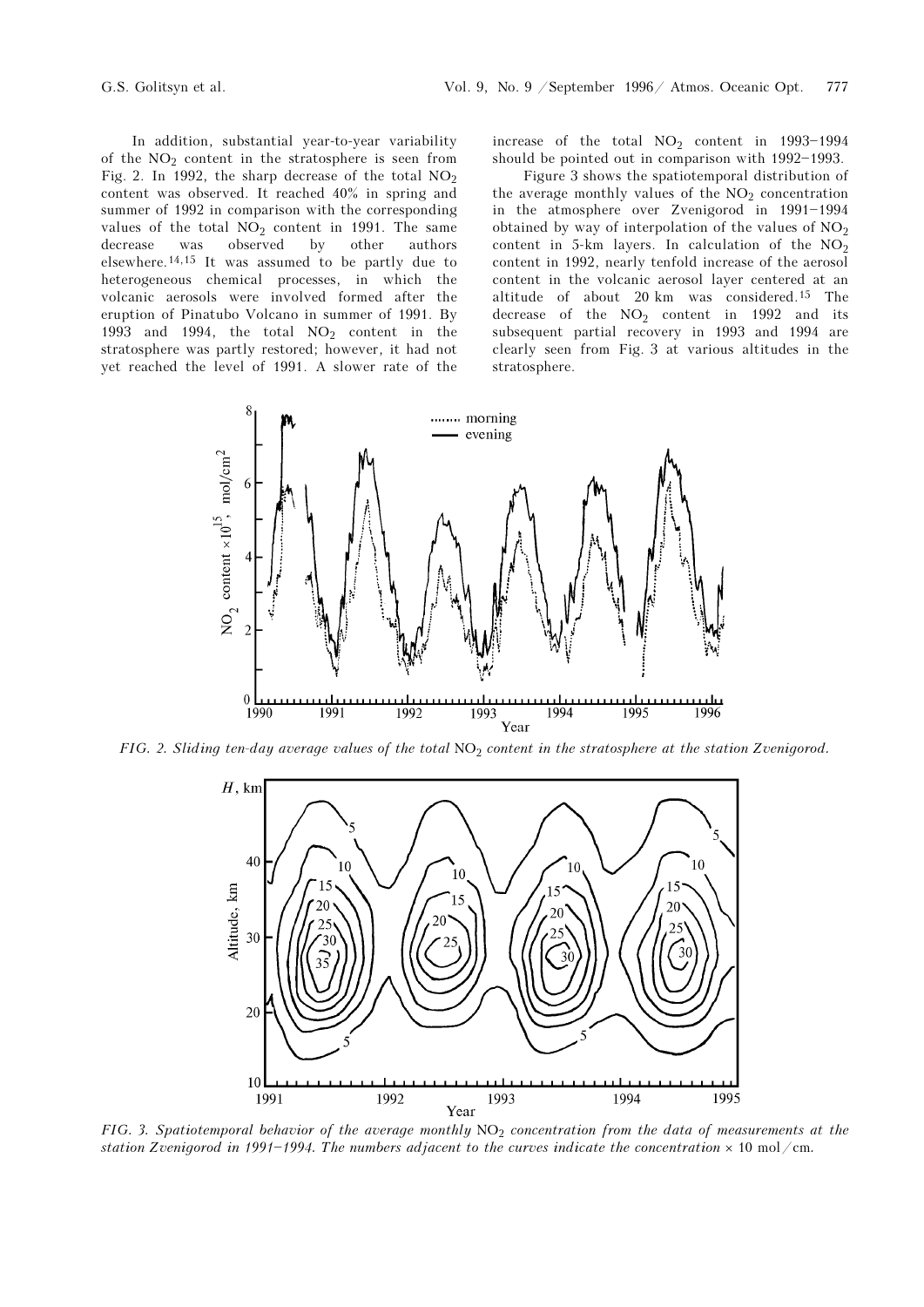In addition, substantial year-to-year variability of the $NO_2$ content in the stratosphere is seen from Fig. 2. In 1992, the sharp decrease of the total $NO_2$ content was observed. It reached 40% in spring and summer of 1992 in comparison with the corresponding values of the total $NO_2$ content in 1991. The same decrease was observed by other authors elsewhere.[14,15] It was assumed to be partly due to heterogeneous chemical processes, in which the volcanic aerosols were involved formed after the eruption of Pinatubo Volcano in summer of 1991. By 1993 and 1994, the total $NO_2$ content in the stratosphere was partly restored; however, it had not yet reached the level of 1991. A slower rate of the increase of the total $NO_2$ content in 1993–1994 should be pointed out in comparison with 1992–1993.

Figure 3 shows the spatiotemporal distribution of the average monthly values of the $NO_2$ concentration in the atmosphere over Zvenigorod in 1991–1994 obtained by way of interpolation of the values of $NO_2$ content in 5-km layers. In calculation of the $NO_2$ content in 1992, nearly tenfold increase of the aerosol content in the volcanic aerosol layer centered at an altitude of about 20 km was considered.[15] The decrease of the $NO_2$ content in 1992 and its subsequent partial recovery in 1993 and 1994 are clearly seen from Fig. 3 at various altitudes in the stratosphere.

*FIG. 2. Sliding ten-day average values of the total* $NO_2$ *content in the stratosphere at the station Zvenigorod.*

*FIG. 3. Spatiotemporal behavior of the average monthly* $NO_2$ *concentration from the data of measurements at the station Zvenigorod in 1991–1994. The numbers adjacent to the curves indicate the concentration × 10 mol/cm.*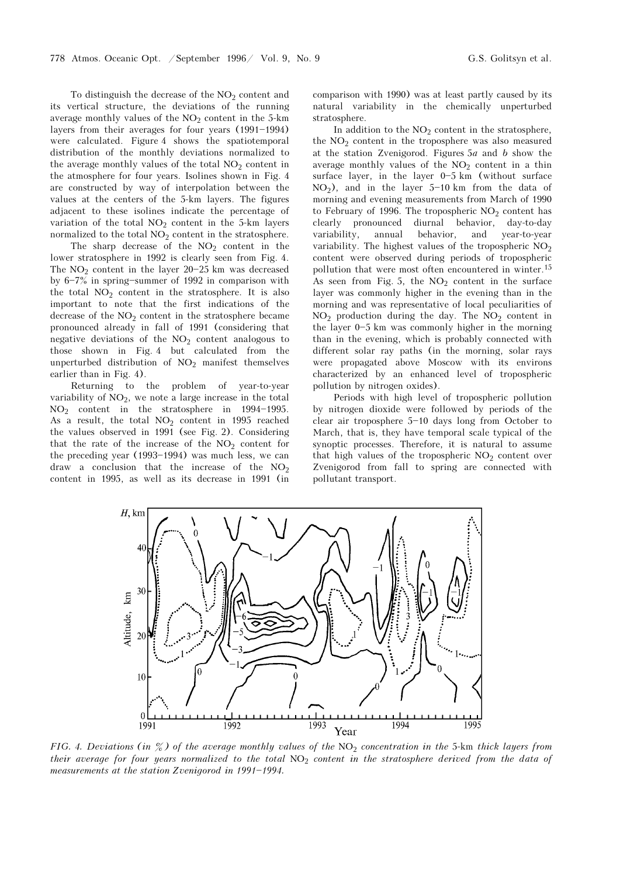To distinguish the decrease of the $NO_2$ content and its vertical structure, the deviations of the running average monthly values of the $NO_2$ content in the 5-km layers from their averages for four years (1991–1994) were calculated. Figure 4 shows the spatiotemporal distribution of the monthly deviations normalized to the average monthly values of the total $NO_2$ content in the atmosphere for four years. Isolines shown in Fig. 4 are constructed by way of interpolation between the values at the centers of the 5-km layers. The figures adjacent to these isolines indicate the percentage of variation of the total $NO_2$ content in the 5-km layers normalized to the total $NO_2$ content in the stratosphere.

The sharp decrease of the $NO_2$ content in the lower stratosphere in 1992 is clearly seen from Fig. 4. The $NO_2$ content in the layer 20–25 km was decreased by 6–7% in spring–summer of 1992 in comparison with the total $NO_2$ content in the stratosphere. It is also important to note that the first indications of the decrease of the $NO_2$ content in the stratosphere became pronounced already in fall of 1991 (considering that negative deviations of the $NO_2$ content analogous to those shown in Fig. 4 but calculated from the unperturbed distribution of $NO_2$ manifest themselves earlier than in Fig. 4).

Returning to the problem of year-to-year variability of $NO_2$, we note a large increase in the total $NO_2$ content in the stratosphere in 1994–1995. As a result, the total $NO_2$ content in 1995 reached the values observed in 1991 (see Fig. 2). Considering that the rate of the increase of the $NO_2$ content for the preceding year (1993–1994) was much less, we can draw a conclusion that the increase of the $NO_2$ content in 1995, as well as its decrease in 1991 (in comparison with 1990) was at least partly caused by its natural variability in the chemically unperturbed stratosphere.

In addition to the $NO_2$ content in the stratosphere, the $NO_2$ content in the troposphere was also measured at the station Zvenigorod. Figures 5*a* and *b* show the average monthly values of the $NO_2$ content in a thin surface layer, in the layer 0–5 km (without surface $NO_2$), and in the layer 5–10 km from the data of morning and evening measurements from March of 1990 to February of 1996. The tropospheric $NO_2$ content has clearly pronounced diurnal behavior, day-to-day variability, annual behavior, and year-to-year variability. The highest values of the tropospheric $NO_2$ content were observed during periods of tropospheric pollution that were most often encountered in winter.[15] As seen from Fig. 5, the $NO_2$ content in the surface layer was commonly higher in the evening than in the morning and was representative of local peculiarities of $NO_2$ production during the day. The $NO_2$ content in the layer 0–5 km was commonly higher in the morning than in the evening, which is probably connected with different solar ray paths (in the morning, solar rays were propagated above Moscow with its environs characterized by an enhanced level of tropospheric pollution by nitrogen oxides).

Periods with high level of tropospheric pollution by nitrogen dioxide were followed by periods of the clear air troposphere 5–10 days long from October to March, that is, they have temporal scale typical of the synoptic processes. Therefore, it is natural to assume that high values of the tropospheric $NO_2$ content over Zvenigorod from fall to spring are connected with pollutant transport.

*FIG. 4. Deviations (in %) of the average monthly values of the* $NO_2$ *concentration in the* 5-km *thick layers from their average for four years normalized to the total* $NO_2$ *content in the stratosphere derived from the data of measurements at the station Zvenigorod in 1991–1994.*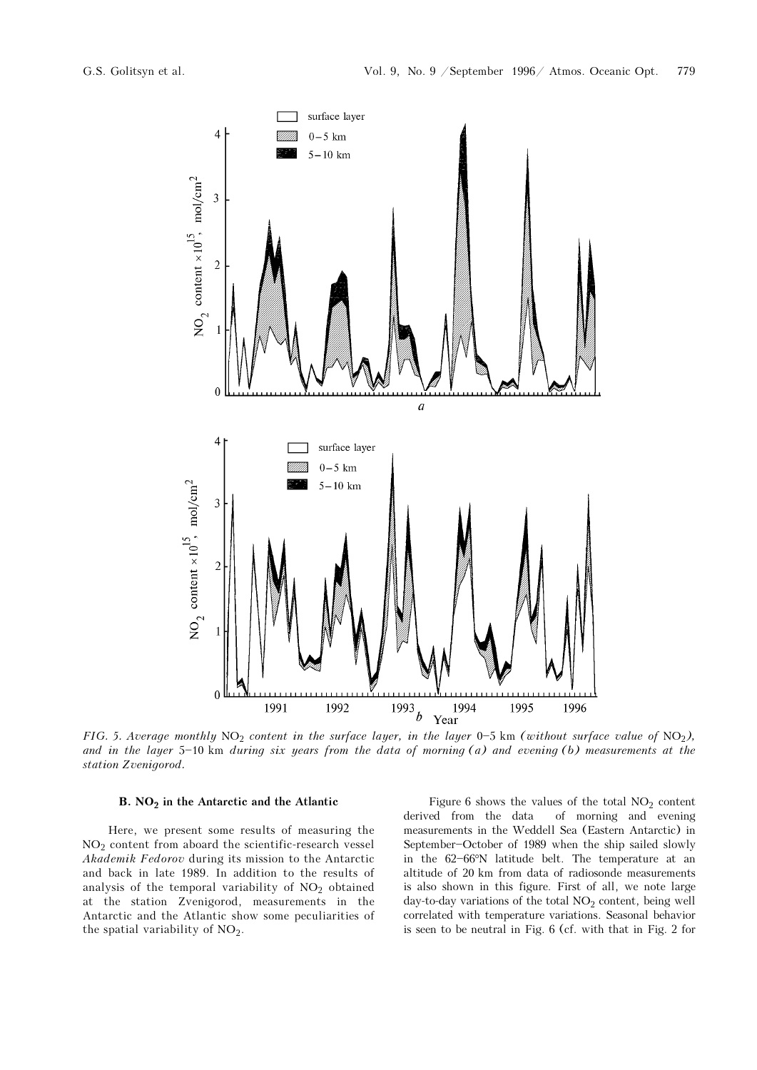FIG. 5. *Average monthly* $NO_2$ *content in the surface layer, in the layer* 0–5 km *(without surface value of* $NO_2$*), and in the layer* 5–10 km *during six years from the data of morning (a) and evening (b) measurements at the station Zvenigorod.*

### B. $NO_2$ in the Antarctic and the Atlantic

Here, we present some results of measuring the $NO_2$ content from aboard the scientific-research vessel *Akademik Fedorov* during its mission to the Antarctic and back in late 1989. In addition to the results of analysis of the temporal variability of $NO_2$ obtained at the station Zvenigorod, measurements in the Antarctic and the Atlantic show some peculiarities of the spatial variability of $NO_2$.

Figure 6 shows the values of the total $NO_2$ content derived from the data of morning and evening measurements in the Weddell Sea (Eastern Antarctic) in September–October of 1989 when the ship sailed slowly in the 62–66°N latitude belt. The temperature at an altitude of 20 km from data of radiosonde measurements is also shown in this figure. First of all, we note large day-to-day variations of the total $NO_2$ content, being well correlated with temperature variations. Seasonal behavior is seen to be neutral in Fig. 6 (cf. with that in Fig. 2 for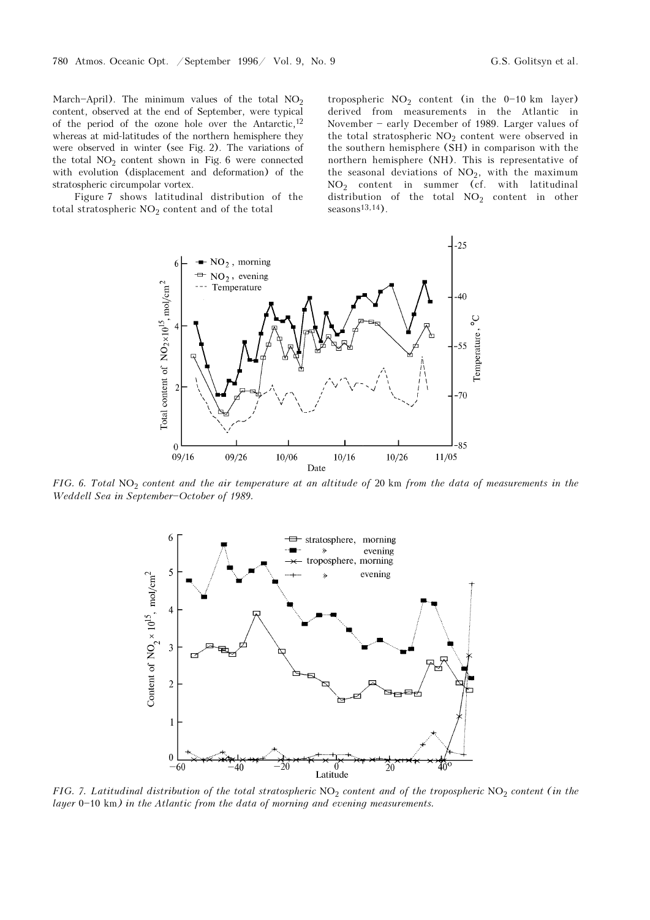March–April). The minimum values of the total $NO_2$ content, observed at the end of September, were typical of the period of the ozone hole over the Antarctic,[12] whereas at mid-latitudes of the northern hemisphere they were observed in winter (see Fig. 2). The variations of the total $NO_2$ content shown in Fig. 6 were connected with evolution (displacement and deformation) of the stratospheric circumpolar vortex.

Figure 7 shows latitudinal distribution of the total stratospheric $NO_2$ content and of the total tropospheric $NO_2$ content (in the 0–10 km layer) derived from measurements in the Atlantic in November – early December of 1989. Larger values of the total stratospheric $NO_2$ content were observed in the southern hemisphere (SH) in comparison with the northern hemisphere (NH). This is representative of the seasonal deviations of $NO_2$, with the maximum $NO_2$ content in summer (cf. with latitudinal distribution of the total $NO_2$ content in other seasons[13,14]).

*FIG. 6. Total $NO_2$ content and the air temperature at an altitude of 20 km from the data of measurements in the Weddell Sea in September–October of 1989.*

*FIG. 7. Latitudinal distribution of the total stratospheric $NO_2$ content and of the tropospheric $NO_2$ content (in the layer 0–10 km) in the Atlantic from the data of morning and evening measurements.*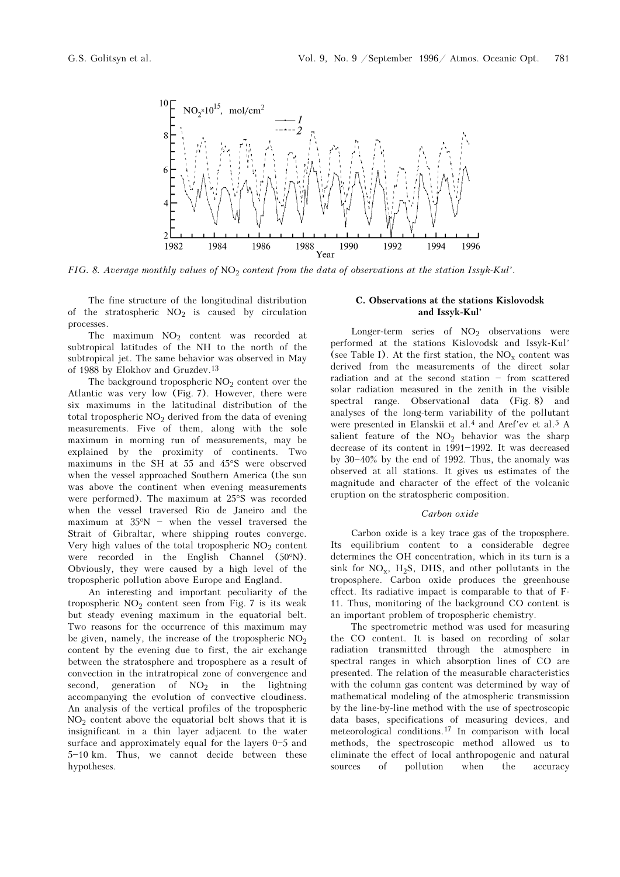FIG. 8. *Average monthly values of* $NO_2$ *content from the data of observations at the station Issyk-Kul'.*

The fine structure of the longitudinal distribution of the stratospheric $NO_2$ is caused by circulation processes.

The maximum $NO_2$ content was recorded at subtropical latitudes of the NH to the north of the subtropical jet. The same behavior was observed in May of 1988 by Elokhov and Gruzdev.[13]

The background tropospheric $NO_2$ content over the Atlantic was very low (Fig. 7). However, there were six maximums in the latitudinal distribution of the total tropospheric $NO_2$ derived from the data of evening measurements. Five of them, along with the sole maximum in morning run of measurements, may be explained by the proximity of continents. Two maximums in the SH at 55 and 45°S were observed when the vessel approached Southern America (the sun was above the continent when evening measurements were performed). The maximum at 25°S was recorded when the vessel traversed Rio de Janeiro and the maximum at 35°N – when the vessel traversed the Strait of Gibraltar, where shipping routes converge. Very high values of the total tropospheric $NO_2$ content were recorded in the English Channel (50°N). Obviously, they were caused by a high level of the tropospheric pollution above Europe and England.

An interesting and important peculiarity of the tropospheric $NO_2$ content seen from Fig. 7 is its weak but steady evening maximum in the equatorial belt. Two reasons for the occurrence of this maximum may be given, namely, the increase of the tropospheric $NO_2$ content by the evening due to first, the air exchange between the stratosphere and troposphere as a result of convection in the intratropical zone of convergence and second, generation of $NO_2$ in the lightning accompanying the evolution of convective cloudiness. An analysis of the vertical profiles of the tropospheric $NO_2$ content above the equatorial belt shows that it is insignificant in a thin layer adjacent to the water surface and approximately equal for the layers 0–5 and 5–10 km. Thus, we cannot decide between these hypotheses.

### C. Observations at the stations Kislovodsk and Issyk-Kul'

Longer-term series of $NO_2$ observations were performed at the stations Kislovodsk and Issyk-Kul' (see Table I). At the first station, the $NO_x$ content was derived from the measurements of the direct solar radiation and at the second station – from scattered solar radiation measured in the zenith in the visible spectral range. Observational data (Fig. 8) and analyses of the long-term variability of the pollutant were presented in Elanskii et al.[4] and Aref'ev et al.[5] A salient feature of the $NO_2$ behavior was the sharp decrease of its content in 1991–1992. It was decreased by 30–40% by the end of 1992. Thus, the anomaly was observed at all stations. It gives us estimates of the magnitude and character of the effect of the volcanic eruption on the stratospheric composition.

#### *Carbon oxide*

Carbon oxide is a key trace gas of the troposphere. Its equilibrium content to a considerable degree determines the OH concentration, which in its turn is a sink for $NO_x$, $H_2S$, DHS, and other pollutants in the troposphere. Carbon oxide produces the greenhouse effect. Its radiative impact is comparable to that of F-11. Thus, monitoring of the background CO content is an important problem of tropospheric chemistry.

The spectrometric method was used for measuring the CO content. It is based on recording of solar radiation transmitted through the atmosphere in spectral ranges in which absorption lines of CO are presented. The relation of the measurable characteristics with the column gas content was determined by way of mathematical modeling of the atmospheric transmission by the line-by-line method with the use of spectroscopic data bases, specifications of measuring devices, and meteorological conditions.[17] In comparison with local methods, the spectroscopic method allowed us to eliminate the effect of local anthropogenic and natural sources of pollution when the accuracy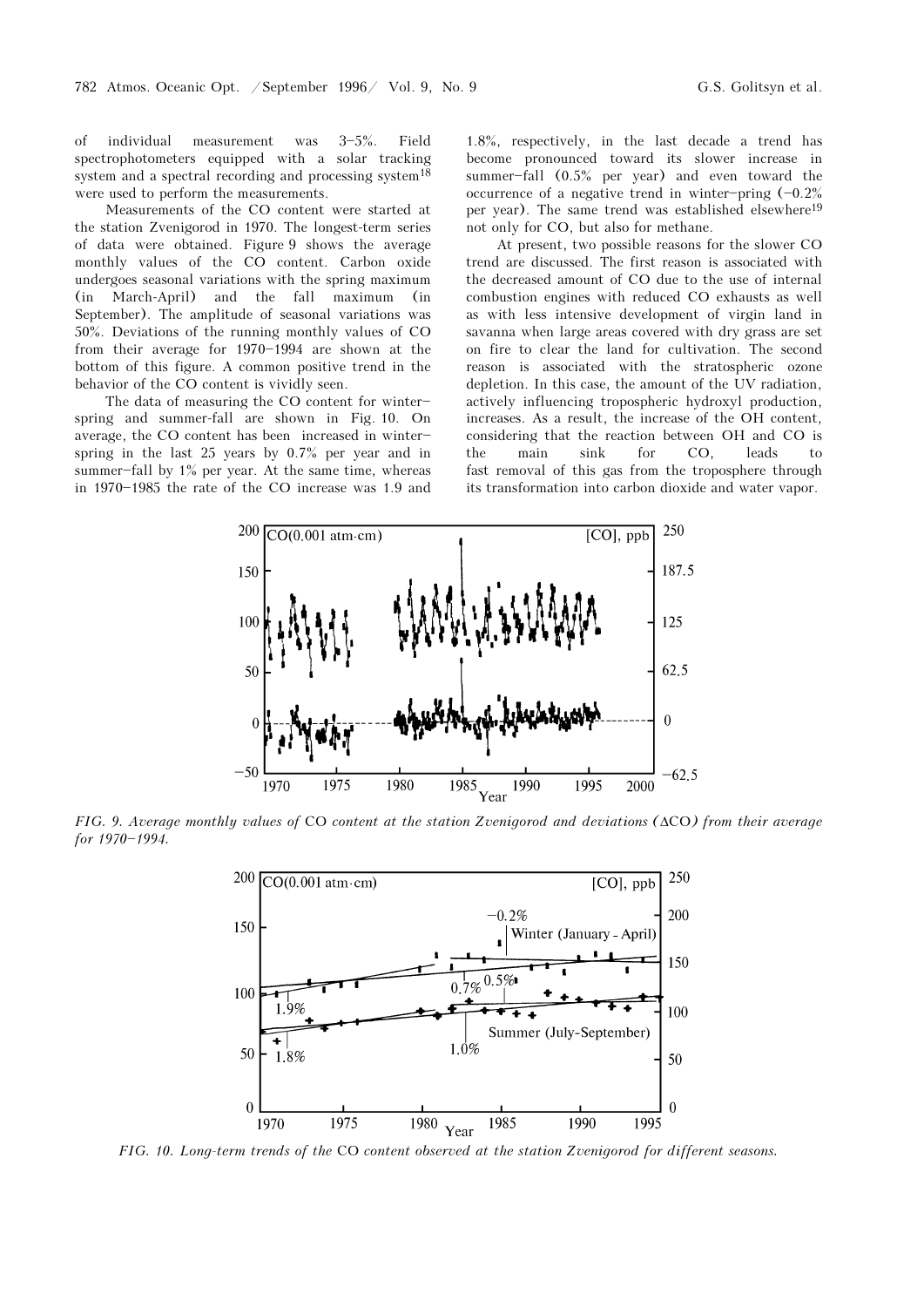of individual measurement was 3–5%. Field spectrophotometers equipped with a solar tracking system and a spectral recording and processing system[18] were used to perform the measurements.

Measurements of the CO content were started at the station Zvenigorod in 1970. The longest-term series of data were obtained. Figure 9 shows the average monthly values of the CO content. Carbon oxide undergoes seasonal variations with the spring maximum (in March-April) and the fall maximum (in September). The amplitude of seasonal variations was 50%. Deviations of the running monthly values of CO from their average for 1970–1994 are shown at the bottom of this figure. A common positive trend in the behavior of the CO content is vividly seen.

The data of measuring the CO content for winter–spring and summer-fall are shown in Fig. 10. On average, the CO content has been increased in winter–spring in the last 25 years by 0.7% per year and in summer–fall by 1% per year. At the same time, whereas in 1970–1985 the rate of the CO increase was 1.9 and 1.8%, respectively, in the last decade a trend has become pronounced toward its slower increase in summer–fall (0.5% per year) and even toward the occurrence of a negative trend in winter–pring (–0.2% per year). The same trend was established elsewhere[19] not only for CO, but also for methane.

At present, two possible reasons for the slower CO trend are discussed. The first reason is associated with the decreased amount of CO due to the use of internal combustion engines with reduced CO exhausts as well as with less intensive development of virgin land in savanna when large areas covered with dry grass are set on fire to clear the land for cultivation. The second reason is associated with the stratospheric ozone depletion. In this case, the amount of the UV radiation, actively influencing tropospheric hydroxyl production, increases. As a result, the increase of the OH content, considering that the reaction between OH and CO is the main sink for CO, leads to fast removal of this gas from the troposphere through its transformation into carbon dioxide and water vapor.

*FIG. 9. Average monthly values of CO content at the station Zvenigorod and deviations (ΔCO) from their average for 1970–1994.*

*FIG. 10. Long-term trends of the CO content observed at the station Zvenigorod for different seasons.*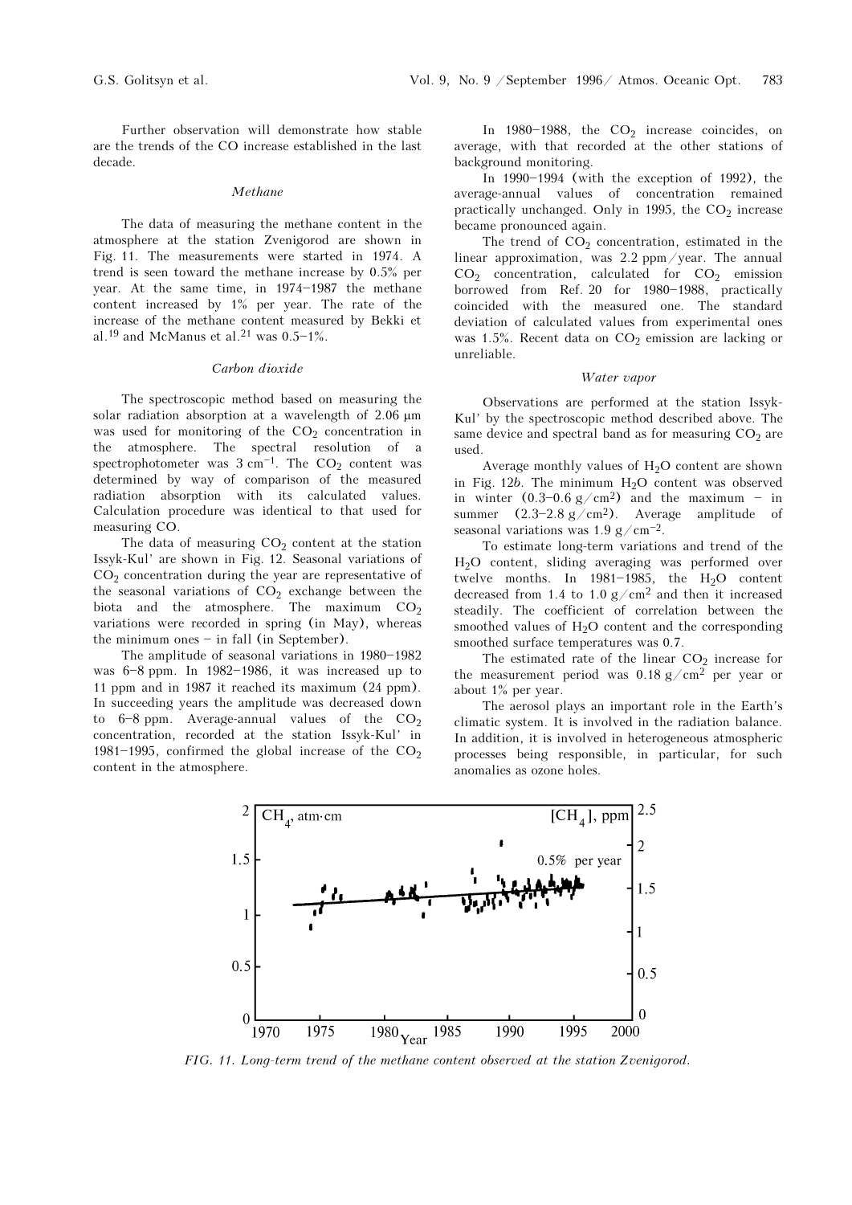Further observation will demonstrate how stable are the trends of the CO increase established in the last decade.

### *Methane*

The data of measuring the methane content in the atmosphere at the station Zvenigorod are shown in Fig. 11. The measurements were started in 1974. A trend is seen toward the methane increase by 0.5% per year. At the same time, in 1974–1987 the methane content increased by 1% per year. The rate of the increase of the methane content measured by Bekki et al.[19] and McManus et al.[21] was 0.5–1%.

### *Carbon dioxide*

The spectroscopic method based on measuring the solar radiation absorption at a wavelength of 2.06 μm was used for monitoring of the $CO_2$ concentration in the atmosphere. The spectral resolution of a spectrophotometer was 3 cm$^{-1}$. The $CO_2$ content was determined by way of comparison of the measured radiation absorption with its calculated values. Calculation procedure was identical to that used for measuring CO.

The data of measuring $CO_2$ content at the station Issyk-Kul' are shown in Fig. 12. Seasonal variations of $CO_2$ concentration during the year are representative of the seasonal variations of $CO_2$ exchange between the biota and the atmosphere. The maximum $CO_2$ variations were recorded in spring (in May), whereas the minimum ones – in fall (in September).

The amplitude of seasonal variations in 1980–1982 was 6–8 ppm. In 1982–1986, it was increased up to 11 ppm and in 1987 it reached its maximum (24 ppm). In succeeding years the amplitude was decreased down to 6–8 ppm. Average-annual values of the $CO_2$ concentration, recorded at the station Issyk-Kul' in 1981–1995, confirmed the global increase of the $CO_2$ content in the atmosphere.

In 1980–1988, the $CO_2$ increase coincides, on average, with that recorded at the other stations of background monitoring.

In 1990–1994 (with the exception of 1992), the average-annual values of concentration remained practically unchanged. Only in 1995, the $CO_2$ increase became pronounced again.

The trend of $CO_2$ concentration, estimated in the linear approximation, was 2.2 ppm/year. The annual $CO_2$ concentration, calculated for $CO_2$ emission borrowed from Ref. 20 for 1980–1988, practically coincided with the measured one. The standard deviation of calculated values from experimental ones was 1.5%. Recent data on $CO_2$ emission are lacking or unreliable.

### *Water vapor*

Observations are performed at the station Issyk-Kul' by the spectroscopic method described above. The same device and spectral band as for measuring $CO_2$ are used.

Average monthly values of $H_2O$ content are shown in Fig. 12*b*. The minimum $H_2O$ content was observed in winter (0.3–0.6 g/cm$^2$) and the maximum – in summer (2.3–2.8 g/cm$^2$). Average amplitude of seasonal variations was 1.9 g/cm$^{-2}$.

To estimate long-term variations and trend of the $H_2O$ content, sliding averaging was performed over twelve months. In 1981–1985, the $H_2O$ content decreased from 1.4 to 1.0 g/cm$^2$ and then it increased steadily. The coefficient of correlation between the smoothed values of $H_2O$ content and the corresponding smoothed surface temperatures was 0.7.

The estimated rate of the linear $CO_2$ increase for the measurement period was 0.18 g/cm$^2$ per year or about 1% per year.

The aerosol plays an important role in the Earth's climatic system. It is involved in the radiation balance. In addition, it is involved in heterogeneous atmospheric processes being responsible, in particular, for such anomalies as ozone holes.

*FIG. 11. Long-term trend of the methane content observed at the station Zvenigorod.*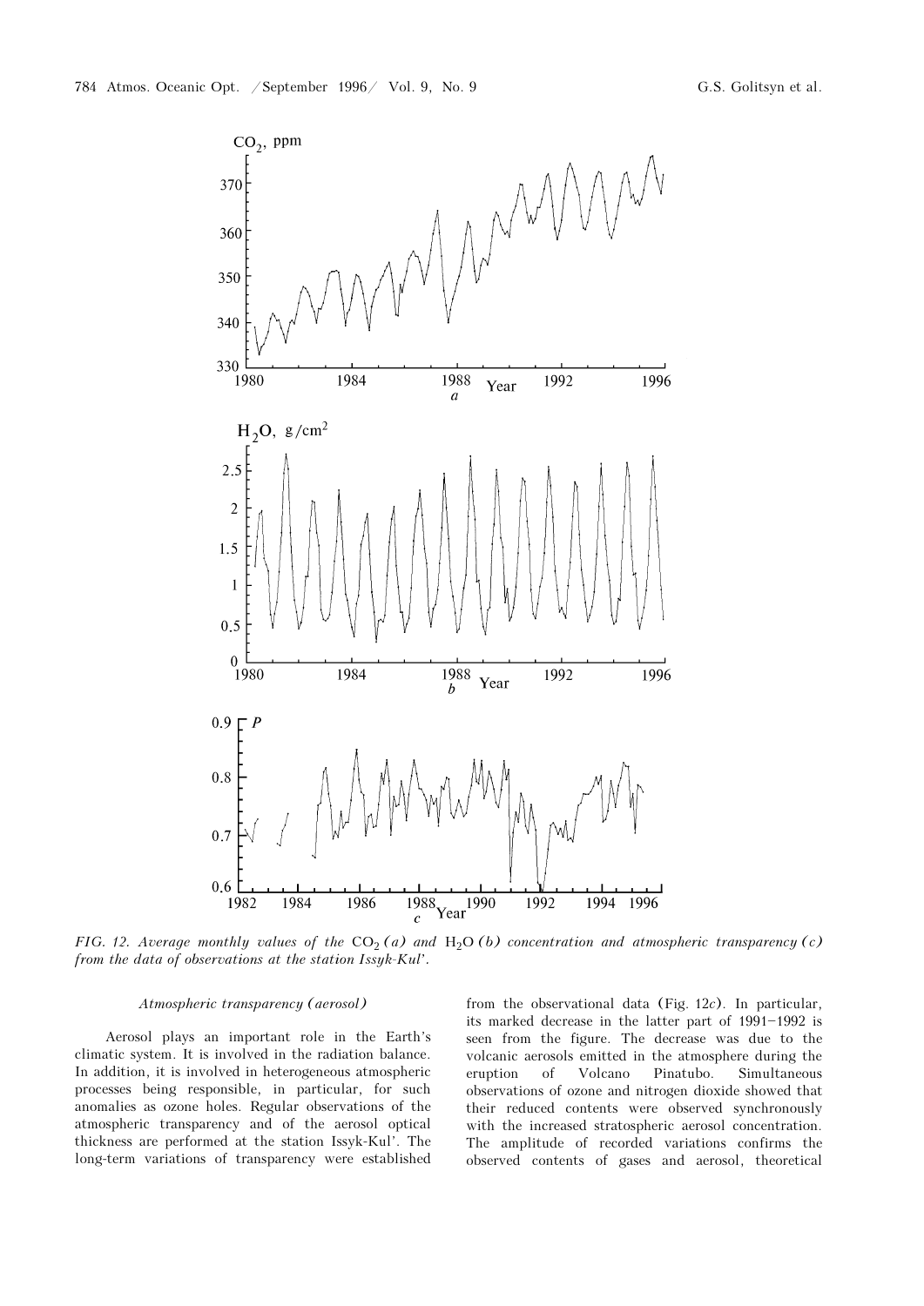FIG. 12. Average monthly values of the $CO_2$ *(a)* and $H_2O$ *(b)* concentration and atmospheric transparency *(c)* from the data of observations at the station Issyk-Kul'.

*Atmospheric transparency (aerosol)*

Aerosol plays an important role in the Earth's climatic system. It is involved in the radiation balance. In addition, it is involved in heterogeneous atmospheric processes being responsible, in particular, for such anomalies as ozone holes. Regular observations of the atmospheric transparency and of the aerosol optical thickness are performed at the station Issyk-Kul'. The long-term variations of transparency were established from the observational data (Fig. 12*c*). In particular, its marked decrease in the latter part of 1991–1992 is seen from the figure. The decrease was due to the volcanic aerosols emitted in the atmosphere during the eruption of Volcano Pinatubo. Simultaneous observations of ozone and nitrogen dioxide showed that their reduced contents were observed synchronously with the increased stratospheric aerosol concentration. The amplitude of recorded variations confirms the observed contents of gases and aerosol, theoretical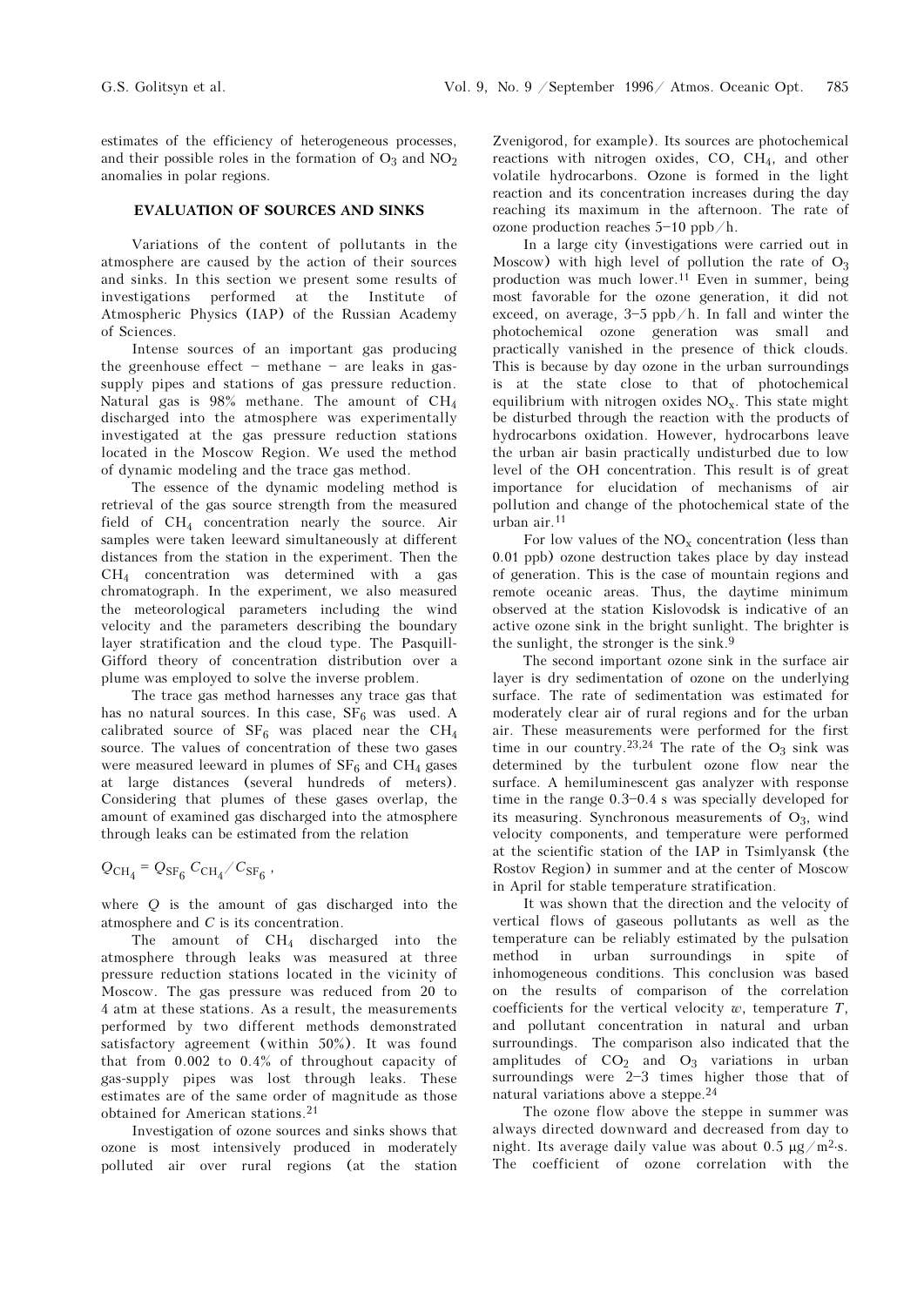estimates of the efficiency of heterogeneous processes, and their possible roles in the formation of $O_3$ and $NO_2$ anomalies in polar regions.

## EVALUATION OF SOURCES AND SINKS

Variations of the content of pollutants in the atmosphere are caused by the action of their sources and sinks. In this section we present some results of investigations performed at the Institute of Atmospheric Physics (IAP) of the Russian Academy of Sciences.

Intense sources of an important gas producing the greenhouse effect – methane – are leaks in gas-supply pipes and stations of gas pressure reduction. Natural gas is 98% methane. The amount of $CH_4$ discharged into the atmosphere was experimentally investigated at the gas pressure reduction stations located in the Moscow Region. We used the method of dynamic modeling and the trace gas method.

The essence of the dynamic modeling method is retrieval of the gas source strength from the measured field of $CH_4$ concentration nearly the source. Air samples were taken leeward simultaneously at different distances from the station in the experiment. Then the $CH_4$ concentration was determined with a gas chromatograph. In the experiment, we also measured the meteorological parameters including the wind velocity and the parameters describing the boundary layer stratification and the cloud type. The Pasquill-Gifford theory of concentration distribution over a plume was employed to solve the inverse problem.

The trace gas method harnesses any trace gas that has no natural sources. In this case, $SF_6$ was used. A calibrated source of $SF_6$ was placed near the $CH_4$ source. The values of concentration of these two gases were measured leeward in plumes of $SF_6$ and $CH_4$ gases at large distances (several hundreds of meters). Considering that plumes of these gases overlap, the amount of examined gas discharged into the atmosphere through leaks can be estimated from the relation

$$Q_{CH_4} = Q_{SF_6}\, C_{CH_4} / C_{SF_6} \,,$$

where $Q$ is the amount of gas discharged into the atmosphere and $C$ is its concentration.

The amount of $CH_4$ discharged into the atmosphere through leaks was measured at three pressure reduction stations located in the vicinity of Moscow. The gas pressure was reduced from 20 to 4 atm at these stations. As a result, the measurements performed by two different methods demonstrated satisfactory agreement (within 50%). It was found that from 0.002 to 0.4% of throughout capacity of gas-supply pipes was lost through leaks. These estimates are of the same order of magnitude as those obtained for American stations.[21]

Investigation of ozone sources and sinks shows that ozone is most intensively produced in moderately polluted air over rural regions (at the station Zvenigorod, for example). Its sources are photochemical reactions with nitrogen oxides, CO, $CH_4$, and other volatile hydrocarbons. Ozone is formed in the light reaction and its concentration increases during the day reaching its maximum in the afternoon. The rate of ozone production reaches 5–10 ppb/h.

In a large city (investigations were carried out in Moscow) with high level of pollution the rate of $O_3$ production was much lower.[11] Even in summer, being most favorable for the ozone generation, it did not exceed, on average, 3–5 ppb/h. In fall and winter the photochemical ozone generation was small and practically vanished in the presence of thick clouds. This is because by day ozone in the urban surroundings is at the state close to that of photochemical equilibrium with nitrogen oxides $NO_x$. This state might be disturbed through the reaction with the products of hydrocarbons oxidation. However, hydrocarbons leave the urban air basin practically undisturbed due to low level of the OH concentration. This result is of great importance for elucidation of mechanisms of air pollution and change of the photochemical state of the urban air.[11]

For low values of the $NO_x$ concentration (less than 0.01 ppb) ozone destruction takes place by day instead of generation. This is the case of mountain regions and remote oceanic areas. Thus, the daytime minimum observed at the station Kislovodsk is indicative of an active ozone sink in the bright sunlight. The brighter is the sunlight, the stronger is the sink.[9]

The second important ozone sink in the surface air layer is dry sedimentation of ozone on the underlying surface. The rate of sedimentation was estimated for moderately clear air of rural regions and for the urban air. These measurements were performed for the first time in our country.[23,24] The rate of the $O_3$ sink was determined by the turbulent ozone flow near the surface. A hemiluminescent gas analyzer with response time in the range 0.3–0.4 s was specially developed for its measuring. Synchronous measurements of $O_3$, wind velocity components, and temperature were performed at the scientific station of the IAP in Tsimlyansk (the Rostov Region) in summer and at the center of Moscow in April for stable temperature stratification.

It was shown that the direction and the velocity of vertical flows of gaseous pollutants as well as the temperature can be reliably estimated by the pulsation method in urban surroundings in spite of inhomogeneous conditions. This conclusion was based on the results of comparison of the correlation coefficients for the vertical velocity $w$, temperature $T$, and pollutant concentration in natural and urban surroundings. The comparison also indicated that the amplitudes of $CO_2$ and $O_3$ variations in urban surroundings were 2–3 times higher those that of natural variations above a steppe.[24]

The ozone flow above the steppe in summer was always directed downward and decreased from day to night. Its average daily value was about 0.5 $\mu g/m^2{\cdot}s$. The coefficient of ozone correlation with the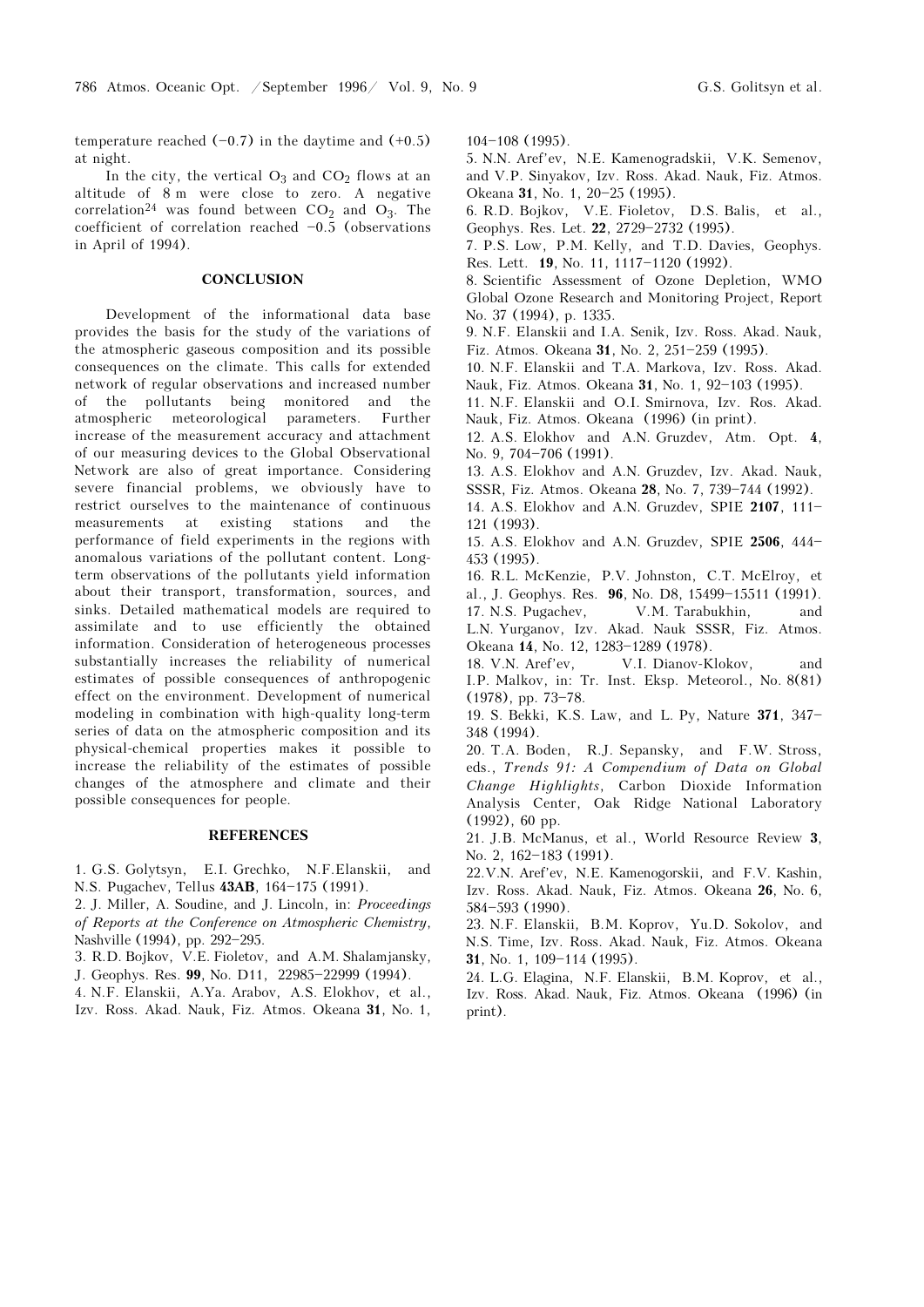temperature reached (–0.7) in the daytime and (+0.5) at night.

In the city, the vertical $O_3$ and $CO_2$ flows at an altitude of 8 m were close to zero. A negative correlation[24] was found between $CO_2$ and $O_3$. The coefficient of correlation reached –0.5 (observations in April of 1994).

## CONCLUSION

Development of the informational data base provides the basis for the study of the variations of the atmospheric gaseous composition and its possible consequences on the climate. This calls for extended network of regular observations and increased number of the pollutants being monitored and the atmospheric meteorological parameters. Further increase of the measurement accuracy and attachment of our measuring devices to the Global Observational Network are also of great importance. Considering severe financial problems, we obviously have to restrict ourselves to the maintenance of continuous measurements at existing stations and the performance of field experiments in the regions with anomalous variations of the pollutant content. Long-term observations of the pollutants yield information about their transport, transformation, sources, and sinks. Detailed mathematical models are required to assimilate and to use efficiently the obtained information. Consideration of heterogeneous processes substantially increases the reliability of numerical estimates of possible consequences of anthropogenic effect on the environment. Development of numerical modeling in combination with high-quality long-term series of data on the atmospheric composition and its physical-chemical properties makes it possible to increase the reliability of the estimates of possible changes of the atmosphere and climate and their possible consequences for people.

## REFERENCES

1. G.S. Golytsyn, E.I. Grechko, N.F.Elanskii, and N.S. Pugachev, Tellus **43AB**, 164–175 (1991).
2. J. Miller, A. Soudine, and J. Lincoln, in: *Proceedings of Reports at the Conference on Atmospheric Chemistry*, Nashville (1994), pp. 292–295.
3. R.D. Bojkov, V.E. Fioletov, and A.M. Shalamjansky, J. Geophys. Res. **99**, No. D11, 22985–22999 (1994).
4. N.F. Elanskii, A.Ya. Arabov, A.S. Elokhov, et al., Izv. Ross. Akad. Nauk, Fiz. Atmos. Okeana **31**, No. 1, 104–108 (1995).
5. N.N. Aref'ev, N.E. Kamenogradskii, V.K. Semenov, and V.P. Sinyakov, Izv. Ross. Akad. Nauk, Fiz. Atmos. Okeana **31**, No. 1, 20–25 (1995).
6. R.D. Bojkov, V.E. Fioletov, D.S. Balis, et al., Geophys. Res. Let. **22**, 2729–2732 (1995).
7. P.S. Low, P.M. Kelly, and T.D. Davies, Geophys. Res. Lett. **19**, No. 11, 1117–1120 (1992).
8. Scientific Assessment of Ozone Depletion, WMO Global Ozone Research and Monitoring Project, Report No. 37 (1994), p. 1335.
9. N.F. Elanskii and I.A. Senik, Izv. Ross. Akad. Nauk, Fiz. Atmos. Okeana **31**, No. 2, 251–259 (1995).
10. N.F. Elanskii and T.A. Markova, Izv. Ross. Akad. Nauk, Fiz. Atmos. Okeana **31**, No. 1, 92–103 (1995).
11. N.F. Elanskii and O.I. Smirnova, Izv. Ros. Akad. Nauk, Fiz. Atmos. Okeana (1996) (in print).
12. A.S. Elokhov and A.N. Gruzdev, Atm. Opt. **4**, No. 9, 704–706 (1991).
13. A.S. Elokhov and A.N. Gruzdev, Izv. Akad. Nauk, SSSR, Fiz. Atmos. Okeana **28**, No. 7, 739–744 (1992).
14. A.S. Elokhov and A.N. Gruzdev, SPIE **2107**, 111–121 (1993).
15. A.S. Elokhov and A.N. Gruzdev, SPIE **2506**, 444–453 (1995).
16. R.L. McKenzie, P.V. Johnston, C.T. McElroy, et al., J. Geophys. Res. **96**, No. D8, 15499–15511 (1991).
17. N.S. Pugachev, V.M. Tarabukhin, and L.N. Yurganov, Izv. Akad. Nauk SSSR, Fiz. Atmos. Okeana **14**, No. 12, 1283–1289 (1978).
18. V.N. Aref'ev, V.I. Dianov-Klokov, and I.P. Malkov, in: Tr. Inst. Eksp. Meteorol., No. 8(81) (1978), pp. 73–78.
19. S. Bekki, K.S. Law, and L. Py, Nature **371**, 347–348 (1994).
20. T.A. Boden, R.J. Sepansky, and F.W. Stross, eds., *Trends 91: A Compendium of Data on Global Change Highlights*, Carbon Dioxide Information Analysis Center, Oak Ridge National Laboratory (1992), 60 pp.
21. J.B. McManus, et al., World Resource Review **3**, No. 2, 162–183 (1991).
22. V.N. Aref'ev, N.E. Kamenogorskii, and F.V. Kashin, Izv. Ross. Akad. Nauk, Fiz. Atmos. Okeana **26**, No. 6, 584–593 (1990).
23. N.F. Elanskii, B.M. Koprov, Yu.D. Sokolov, and N.S. Time, Izv. Ross. Akad. Nauk, Fiz. Atmos. Okeana **31**, No. 1, 109–114 (1995).
24. L.G. Elagina, N.F. Elanskii, B.M. Koprov, et al., Izv. Ross. Akad. Nauk, Fiz. Atmos. Okeana (1996) (in print).